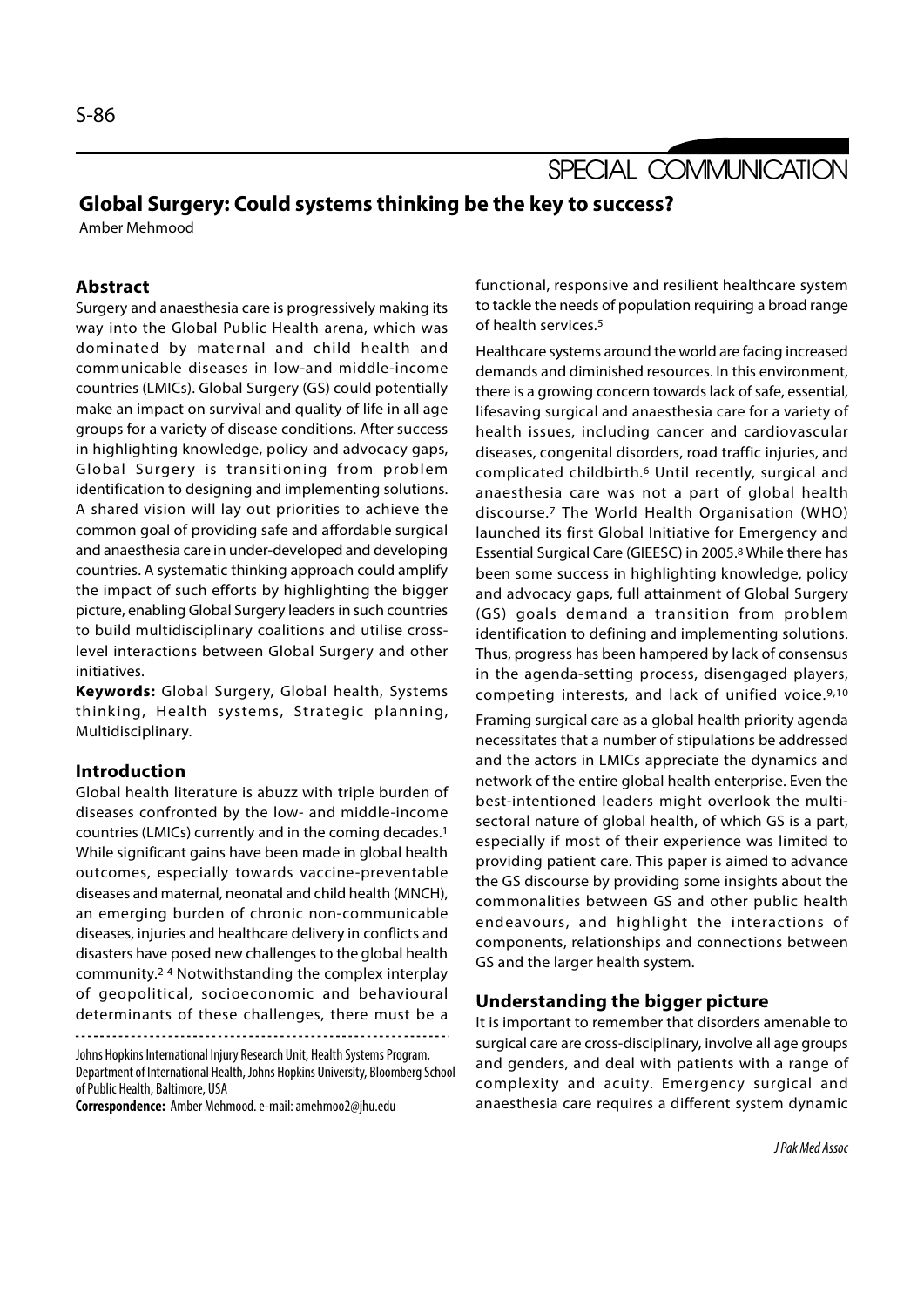SPECIAL COMMUNICATION

# Global Surgery: Could systems thinking be the key to success?

Amber Mehmood

## Abstract

Surgery and anaesthesia care is progressively making its way into the Global Public Health arena, which was dominated by maternal and child health and communicable diseases in low-and middle-income countries (LMICs). Global Surgery (GS) could potentially make an impact on survival and quality of life in all age groups for a variety of disease conditions. After success in highlighting knowledge, policy and advocacy gaps, Global Surgery is transitioning from problem identification to designing and implementing solutions. A shared vision will lay out priorities to achieve the common goal of providing safe and affordable surgical and anaesthesia care in under-developed and developing countries. A systematic thinking approach could amplify the impact of such efforts by highlighting the bigger picture, enabling Global Surgery leaders in such countries to build multidisciplinary coalitions and utilise cross-level interactions between Global Surgery and other initiatives.

**Keywords:** Global Surgery, Global health, Systems thinking, Health systems, Strategic planning, Multidisciplinary.

## Introduction

Global health literature is abuzz with triple burden of diseases confronted by the low- and middle-income countries (LMICs) currently and in the coming decades.[1] While significant gains have been made in global health outcomes, especially towards vaccine-preventable diseases and maternal, neonatal and child health (MNCH), an emerging burden of chronic non-communicable diseases, injuries and healthcare delivery in conflicts and disasters have posed new challenges to the global health community.[2-4] Notwithstanding the complex interplay of geopolitical, socioeconomic and behavioural determinants of these challenges, there must be a functional, responsive and resilient healthcare system to tackle the needs of population requiring a broad range of health services.[5]

Healthcare systems around the world are facing increased demands and diminished resources. In this environment, there is a growing concern towards lack of safe, essential, lifesaving surgical and anaesthesia care for a variety of health issues, including cancer and cardiovascular diseases, congenital disorders, road traffic injuries, and complicated childbirth.[6] Until recently, surgical and anaesthesia care was not a part of global health discourse.[7] The World Health Organisation (WHO) launched its first Global Initiative for Emergency and Essential Surgical Care (GIEESC) in 2005.[8] While there has been some success in highlighting knowledge, policy and advocacy gaps, full attainment of Global Surgery (GS) goals demand a transition from problem identification to defining and implementing solutions. Thus, progress has been hampered by lack of consensus in the agenda-setting process, disengaged players, competing interests, and lack of unified voice.[9,10]

Framing surgical care as a global health priority agenda necessitates that a number of stipulations be addressed and the actors in LMICs appreciate the dynamics and network of the entire global health enterprise. Even the best-intentioned leaders might overlook the multi-sectoral nature of global health, of which GS is a part, especially if most of their experience was limited to providing patient care. This paper is aimed to advance the GS discourse by providing some insights about the commonalities between GS and other public health endeavours, and highlight the interactions of components, relationships and connections between GS and the larger health system.

## Understanding the bigger picture

It is important to remember that disorders amenable to surgical care are cross-disciplinary, involve all age groups and genders, and deal with patients with a range of complexity and acuity. Emergency surgical and anaesthesia care requires a different system dynamic

Johns Hopkins International Injury Research Unit, Health Systems Program, Department of International Health, Johns Hopkins University, Bloomberg School of Public Health, Baltimore, USA

**Correspondence:** Amber Mehmood. e-mail: amehmoo2@jhu.edu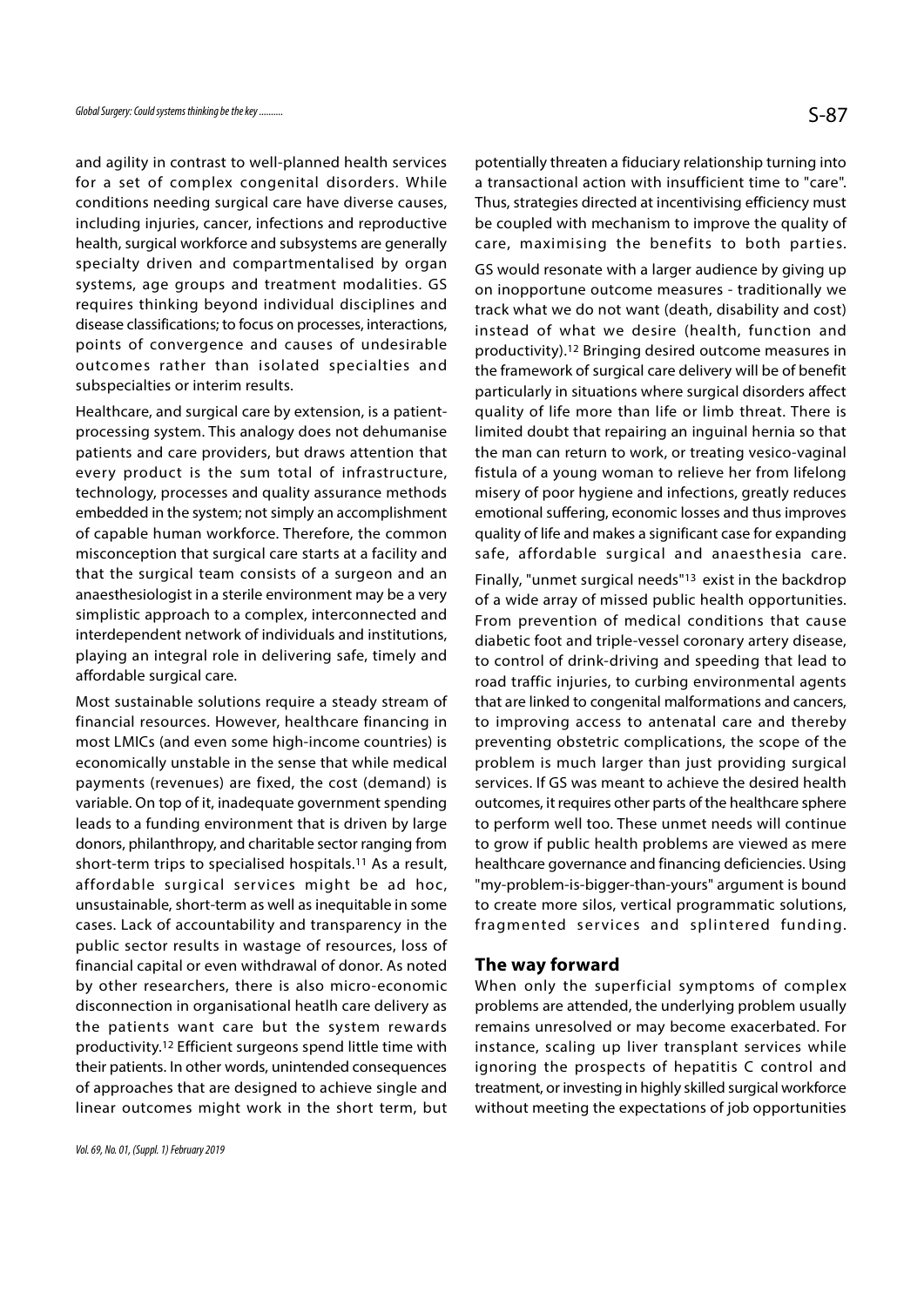and agility in contrast to well-planned health services for a set of complex congenital disorders. While conditions needing surgical care have diverse causes, including injuries, cancer, infections and reproductive health, surgical workforce and subsystems are generally specialty driven and compartmentalised by organ systems, age groups and treatment modalities. GS requires thinking beyond individual disciplines and disease classifications; to focus on processes, interactions, points of convergence and causes of undesirable outcomes rather than isolated specialties and subspecialties or interim results.

Healthcare, and surgical care by extension, is a patient-processing system. This analogy does not dehumanise patients and care providers, but draws attention that every product is the sum total of infrastructure, technology, processes and quality assurance methods embedded in the system; not simply an accomplishment of capable human workforce. Therefore, the common misconception that surgical care starts at a facility and that the surgical team consists of a surgeon and an anaesthesiologist in a sterile environment may be a very simplistic approach to a complex, interconnected and interdependent network of individuals and institutions, playing an integral role in delivering safe, timely and affordable surgical care.

Most sustainable solutions require a steady stream of financial resources. However, healthcare financing in most LMICs (and even some high-income countries) is economically unstable in the sense that while medical payments (revenues) are fixed, the cost (demand) is variable. On top of it, inadequate government spending leads to a funding environment that is driven by large donors, philanthropy, and charitable sector ranging from short-term trips to specialised hospitals.[11] As a result, affordable surgical services might be ad hoc, unsustainable, short-term as well as inequitable in some cases. Lack of accountability and transparency in the public sector results in wastage of resources, loss of financial capital or even withdrawal of donor. As noted by other researchers, there is also micro-economic disconnection in organisational heatlh care delivery as the patients want care but the system rewards productivity.[12] Efficient surgeons spend little time with their patients. In other words, unintended consequences of approaches that are designed to achieve single and linear outcomes might work in the short term, but potentially threaten a fiduciary relationship turning into a transactional action with insufficient time to "care". Thus, strategies directed at incentivising efficiency must be coupled with mechanism to improve the quality of care, maximising the benefits to both parties.

GS would resonate with a larger audience by giving up on inopportune outcome measures - traditionally we track what we do not want (death, disability and cost) instead of what we desire (health, function and productivity).[12] Bringing desired outcome measures in the framework of surgical care delivery will be of benefit particularly in situations where surgical disorders affect quality of life more than life or limb threat. There is limited doubt that repairing an inguinal hernia so that the man can return to work, or treating vesico-vaginal fistula of a young woman to relieve her from lifelong misery of poor hygiene and infections, greatly reduces emotional suffering, economic losses and thus improves quality of life and makes a significant case for expanding safe, affordable surgical and anaesthesia care.

Finally, "unmet surgical needs"[13] exist in the backdrop of a wide array of missed public health opportunities. From prevention of medical conditions that cause diabetic foot and triple-vessel coronary artery disease, to control of drink-driving and speeding that lead to road traffic injuries, to curbing environmental agents that are linked to congenital malformations and cancers, to improving access to antenatal care and thereby preventing obstetric complications, the scope of the problem is much larger than just providing surgical services. If GS was meant to achieve the desired health outcomes, it requires other parts of the healthcare sphere to perform well too. These unmet needs will continue to grow if public health problems are viewed as mere healthcare governance and financing deficiencies. Using "my-problem-is-bigger-than-yours" argument is bound to create more silos, vertical programmatic solutions, fragmented services and splintered funding.

## The way forward

When only the superficial symptoms of complex problems are attended, the underlying problem usually remains unresolved or may become exacerbated. For instance, scaling up liver transplant services while ignoring the prospects of hepatitis C control and treatment, or investing in highly skilled surgical workforce without meeting the expectations of job opportunities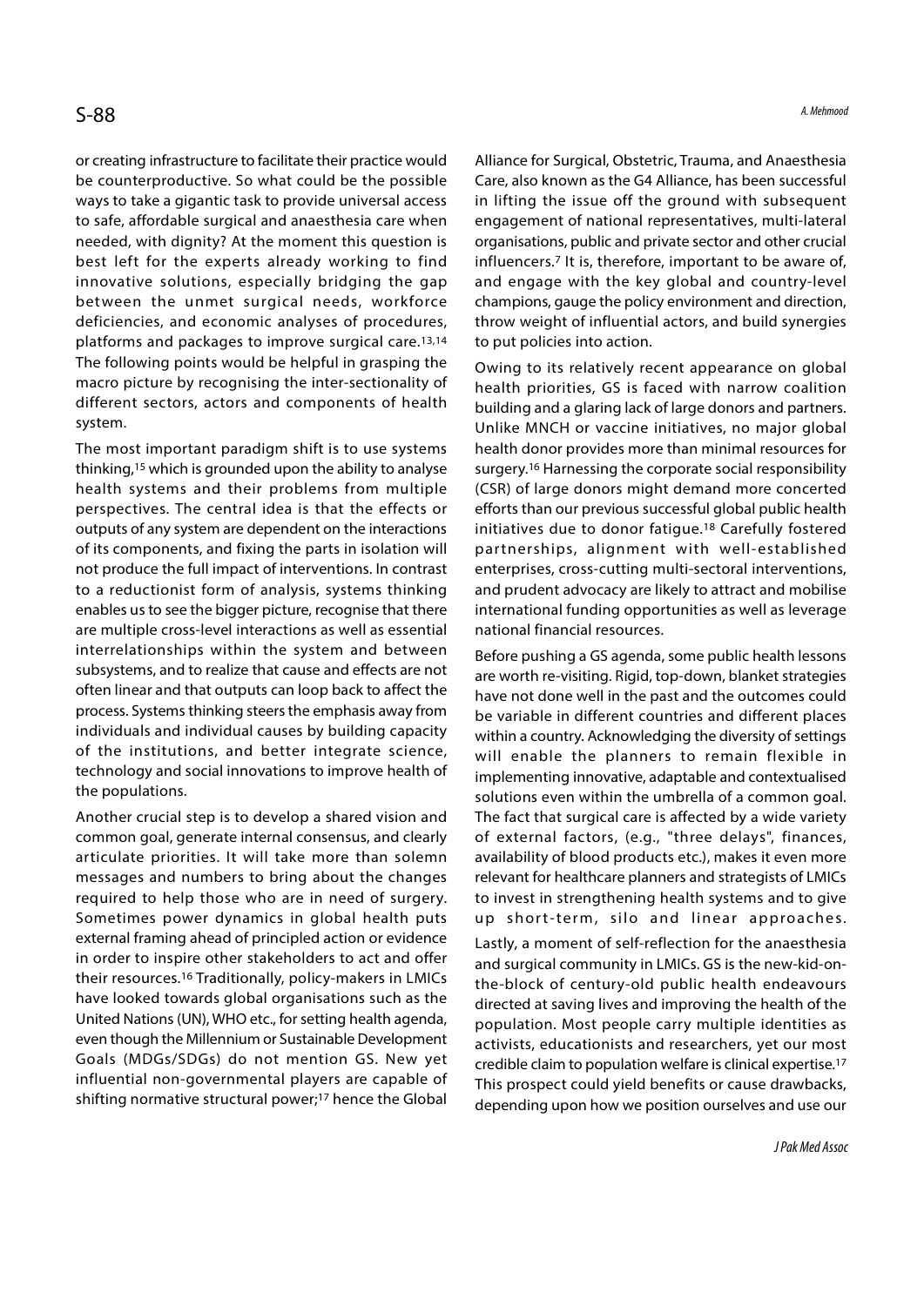or creating infrastructure to facilitate their practice would be counterproductive. So what could be the possible ways to take a gigantic task to provide universal access to safe, affordable surgical and anaesthesia care when needed, with dignity? At the moment this question is best left for the experts already working to find innovative solutions, especially bridging the gap between the unmet surgical needs, workforce deficiencies, and economic analyses of procedures, platforms and packages to improve surgical care.[13,14] The following points would be helpful in grasping the macro picture by recognising the inter-sectionality of different sectors, actors and components of health system.

The most important paradigm shift is to use systems thinking,[15] which is grounded upon the ability to analyse health systems and their problems from multiple perspectives. The central idea is that the effects or outputs of any system are dependent on the interactions of its components, and fixing the parts in isolation will not produce the full impact of interventions. In contrast to a reductionist form of analysis, systems thinking enables us to see the bigger picture, recognise that there are multiple cross-level interactions as well as essential interrelationships within the system and between subsystems, and to realize that cause and effects are not often linear and that outputs can loop back to affect the process. Systems thinking steers the emphasis away from individuals and individual causes by building capacity of the institutions, and better integrate science, technology and social innovations to improve health of the populations.

Another crucial step is to develop a shared vision and common goal, generate internal consensus, and clearly articulate priorities. It will take more than solemn messages and numbers to bring about the changes required to help those who are in need of surgery. Sometimes power dynamics in global health puts external framing ahead of principled action or evidence in order to inspire other stakeholders to act and offer their resources.[16] Traditionally, policy-makers in LMICs have looked towards global organisations such as the United Nations (UN), WHO etc., for setting health agenda, even though the Millennium or Sustainable Development Goals (MDGs/SDGs) do not mention GS. New yet influential non-governmental players are capable of shifting normative structural power;[17] hence the Global Alliance for Surgical, Obstetric, Trauma, and Anaesthesia Care, also known as the G4 Alliance, has been successful in lifting the issue off the ground with subsequent engagement of national representatives, multi-lateral organisations, public and private sector and other crucial influencers.[7] It is, therefore, important to be aware of, and engage with the key global and country-level champions, gauge the policy environment and direction, throw weight of influential actors, and build synergies to put policies into action.

Owing to its relatively recent appearance on global health priorities, GS is faced with narrow coalition building and a glaring lack of large donors and partners. Unlike MNCH or vaccine initiatives, no major global health donor provides more than minimal resources for surgery.[16] Harnessing the corporate social responsibility (CSR) of large donors might demand more concerted efforts than our previous successful global public health initiatives due to donor fatigue.[18] Carefully fostered partnerships, alignment with well-established enterprises, cross-cutting multi-sectoral interventions, and prudent advocacy are likely to attract and mobilise international funding opportunities as well as leverage national financial resources.

Before pushing a GS agenda, some public health lessons are worth re-visiting. Rigid, top-down, blanket strategies have not done well in the past and the outcomes could be variable in different countries and different places within a country. Acknowledging the diversity of settings will enable the planners to remain flexible in implementing innovative, adaptable and contextualised solutions even within the umbrella of a common goal. The fact that surgical care is affected by a wide variety of external factors, (e.g., "three delays", finances, availability of blood products etc.), makes it even more relevant for healthcare planners and strategists of LMICs to invest in strengthening health systems and to give up short-term, silo and linear approaches.

Lastly, a moment of self-reflection for the anaesthesia and surgical community in LMICs. GS is the new-kid-on-the-block of century-old public health endeavours directed at saving lives and improving the health of the population. Most people carry multiple identities as activists, educationists and researchers, yet our most credible claim to population welfare is clinical expertise.[17] This prospect could yield benefits or cause drawbacks, depending upon how we position ourselves and use our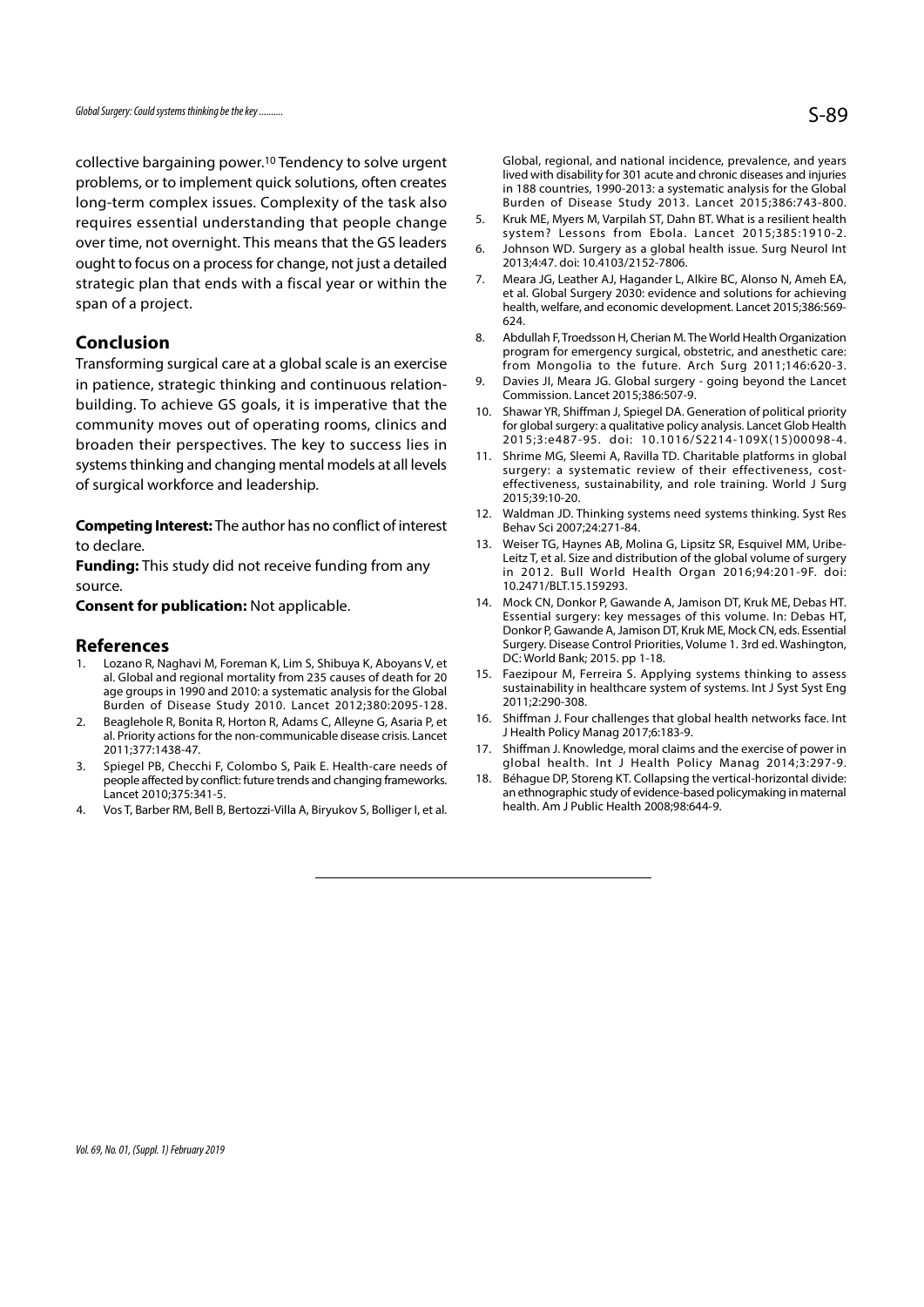collective bargaining power.[10] Tendency to solve urgent problems, or to implement quick solutions, often creates long-term complex issues. Complexity of the task also requires essential understanding that people change over time, not overnight. This means that the GS leaders ought to focus on a process for change, not just a detailed strategic plan that ends with a fiscal year or within the span of a project.

## Conclusion

Transforming surgical care at a global scale is an exercise in patience, strategic thinking and continuous relation-building. To achieve GS goals, it is imperative that the community moves out of operating rooms, clinics and broaden their perspectives. The key to success lies in systems thinking and changing mental models at all levels of surgical workforce and leadership.

**Competing Interest:** The author has no conflict of interest to declare.

**Funding:** This study did not receive funding from any source.

**Consent for publication:** Not applicable.

## References

1. Lozano R, Naghavi M, Foreman K, Lim S, Shibuya K, Aboyans V, et al. Global and regional mortality from 235 causes of death for 20 age groups in 1990 and 2010: a systematic analysis for the Global Burden of Disease Study 2010. Lancet 2012;380:2095-128.
2. Beaglehole R, Bonita R, Horton R, Adams C, Alleyne G, Asaria P, et al. Priority actions for the non-communicable disease crisis. Lancet 2011;377:1438-47.
3. Spiegel PB, Checchi F, Colombo S, Paik E. Health-care needs of people affected by conflict: future trends and changing frameworks. Lancet 2010;375:341-5.
4. Vos T, Barber RM, Bell B, Bertozzi-Villa A, Biryukov S, Bolliger I, et al. Global, regional, and national incidence, prevalence, and years lived with disability for 301 acute and chronic diseases and injuries in 188 countries, 1990-2013: a systematic analysis for the Global Burden of Disease Study 2013. Lancet 2015;386:743-800.
5. Kruk ME, Myers M, Varpilah ST, Dahn BT. What is a resilient health system? Lessons from Ebola. Lancet 2015;385:1910-2.
6. Johnson WD. Surgery as a global health issue. Surg Neurol Int 2013;4:47. doi: 10.4103/2152-7806.
7. Meara JG, Leather AJ, Hagander L, Alkire BC, Alonso N, Ameh EA, et al. Global Surgery 2030: evidence and solutions for achieving health, welfare, and economic development. Lancet 2015;386:569-624.
8. Abdullah F, Troedsson H, Cherian M. The World Health Organization program for emergency surgical, obstetric, and anesthetic care: from Mongolia to the future. Arch Surg 2011;146:620-3.
9. Davies JI, Meara JG. Global surgery - going beyond the Lancet Commission. Lancet 2015;386:507-9.
10. Shawar YR, Shiffman J, Spiegel DA. Generation of political priority for global surgery: a qualitative policy analysis. Lancet Glob Health 2015;3:e487-95. doi: 10.1016/S2214-109X(15)00098-4.
11. Shrime MG, Sleemi A, Ravilla TD. Charitable platforms in global surgery: a systematic review of their effectiveness, cost-effectiveness, sustainability, and role training. World J Surg 2015;39:10-20.
12. Waldman JD. Thinking systems need systems thinking. Syst Res Behav Sci 2007;24:271-84.
13. Weiser TG, Haynes AB, Molina G, Lipsitz SR, Esquivel MM, Uribe-Leitz T, et al. Size and distribution of the global volume of surgery in 2012. Bull World Health Organ 2016;94:201-9F. doi: 10.2471/BLT.15.159293.
14. Mock CN, Donkor P, Gawande A, Jamison DT, Kruk ME, Debas HT. Essential surgery: key messages of this volume. In: Debas HT, Donkor P, Gawande A, Jamison DT, Kruk ME, Mock CN, eds. Essential Surgery. Disease Control Priorities, Volume 1. 3rd ed. Washington, DC: World Bank; 2015. pp 1-18.
15. Faezipour M, Ferreira S. Applying systems thinking to assess sustainability in healthcare system of systems. Int J Syst Syst Eng 2011;2:290-308.
16. Shiffman J. Four challenges that global health networks face. Int J Health Policy Manag 2017;6:183-9.
17. Shiffman J. Knowledge, moral claims and the exercise of power in global health. Int J Health Policy Manag 2014;3:297-9.
18. Béhague DP, Storeng KT. Collapsing the vertical-horizontal divide: an ethnographic study of evidence-based policymaking in maternal health. Am J Public Health 2008;98:644-9.